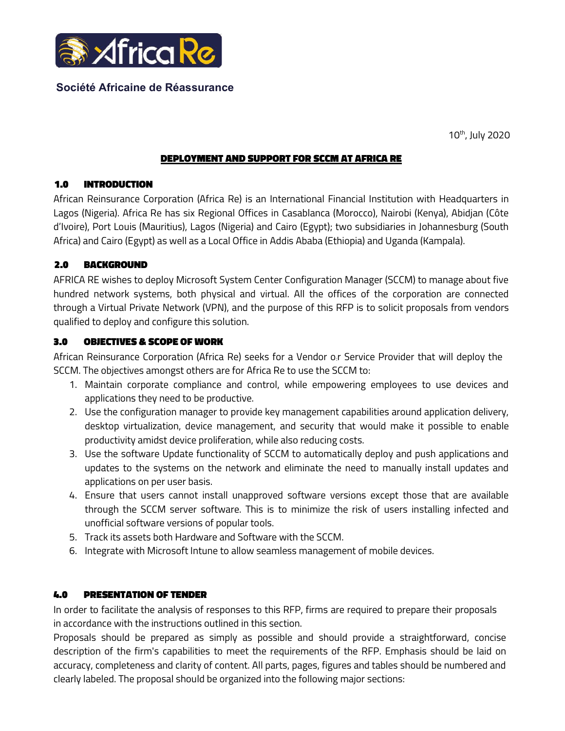Société Africaine de Réassurance

10th, July 2020

## DEPLOYMENT AND SUPPORT FOR SCCM AT AFRICA RE

### 1.0 INTRODUCTION

African Reinsurance Corporation (Africa Re) is an International Financial Institution with Headquarters in Lagos (Nigeria). Africa Re has six Regional Offices in Casablanca (Morocco), Nairobi (Kenya), Abidjan (Côte d'Ivoire), Port Louis (Mauritius), Lagos (Nigeria) and Cairo (Egypt); two subsidiaries in Johannesburg (South Africa) and Cairo (Egypt) as well as a Local Office in Addis Ababa (Ethiopia) and Uganda (Kampala).

### 2.0 BACKGROUND

AFRICA RE wishes to deploy Microsoft System Center Configuration Manager (SCCM) to manage about five hundred network systems, both physical and virtual. All the offices of the corporation are connected through a Virtual Private Network (VPN), and the purpose of this RFP is to solicit proposals from vendors qualified to deploy and configure this solution.

### 3.0 OBJECTIVES & SCOPE OF WORK

African Reinsurance Corporation (Africa Re) seeks for a Vendor o.r Service Provider that will deploy the SCCM. The objectives amongst others are for Africa Re to use the SCCM to:

1. Maintain corporate compliance and control, while empowering employees to use devices and applications they need to be productive.
2. Use the configuration manager to provide key management capabilities around application delivery, desktop virtualization, device management, and security that would make it possible to enable productivity amidst device proliferation, while also reducing costs.
3. Use the software Update functionality of SCCM to automatically deploy and push applications and updates to the systems on the network and eliminate the need to manually install updates and applications on per user basis.
4. Ensure that users cannot install unapproved software versions except those that are available through the SCCM server software. This is to minimize the risk of users installing infected and unofficial software versions of popular tools.
5. Track its assets both Hardware and Software with the SCCM.
6. Integrate with Microsoft Intune to allow seamless management of mobile devices.

### 4.0 PRESENTATION OF TENDER

In order to facilitate the analysis of responses to this RFP, firms are required to prepare their proposals in accordance with the instructions outlined in this section.

Proposals should be prepared as simply as possible and should provide a straightforward, concise description of the firm's capabilities to meet the requirements of the RFP. Emphasis should be laid on accuracy, completeness and clarity of content. All parts, pages, figures and tables should be numbered and clearly labeled. The proposal should be organized into the following major sections: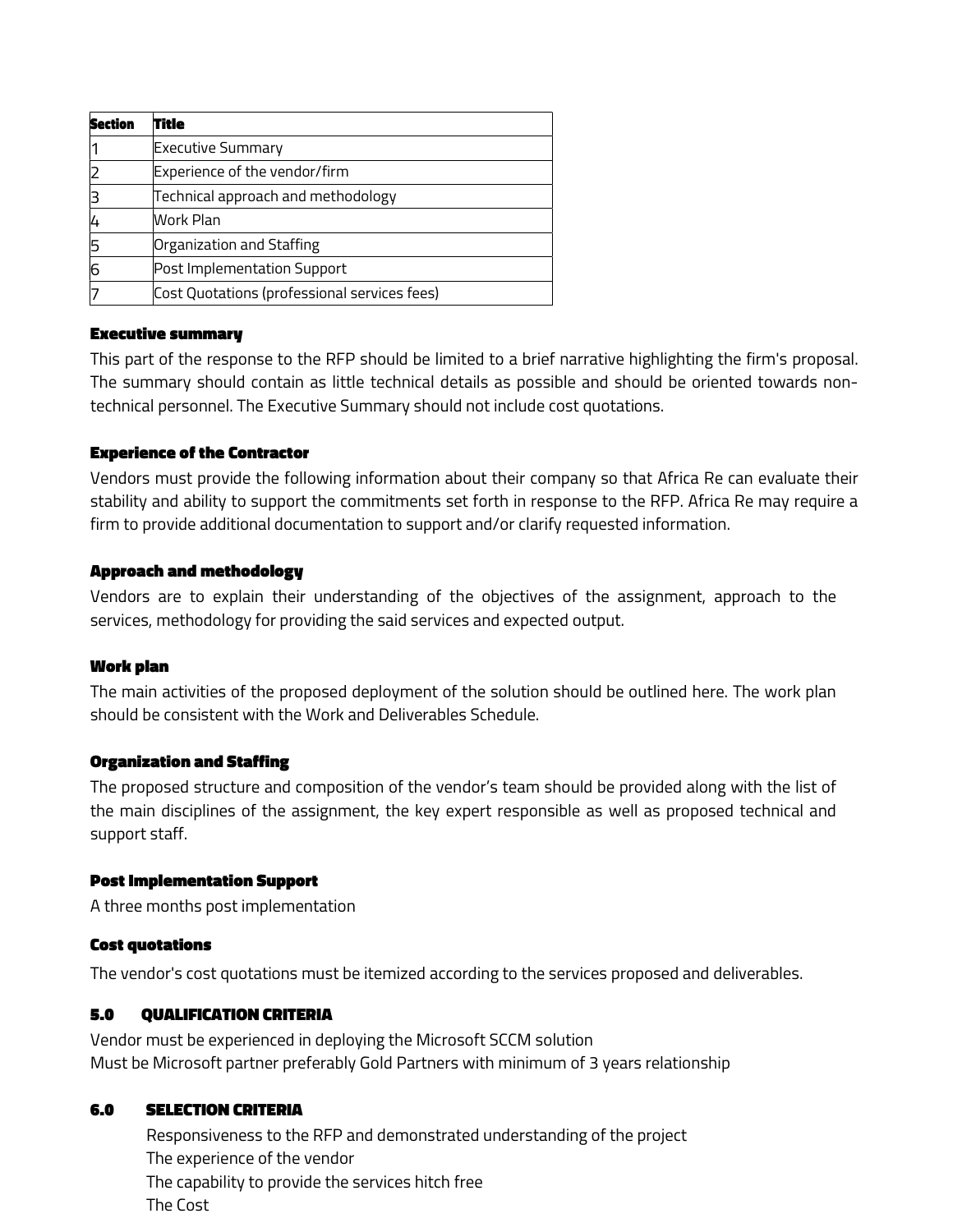| Section | Title |
|---|---|
| 1 | Executive Summary |
| 2 | Experience of the vendor/firm |
| 3 | Technical approach and methodology |
| 4 | Work Plan |
| 5 | Organization and Staffing |
| 6 | Post Implementation Support |
| 7 | Cost Quotations (professional services fees) |

### Executive summary

This part of the response to the RFP should be limited to a brief narrative highlighting the firm's proposal. The summary should contain as little technical details as possible and should be oriented towards non-technical personnel. The Executive Summary should not include cost quotations.

### Experience of the Contractor

Vendors must provide the following information about their company so that Africa Re can evaluate their stability and ability to support the commitments set forth in response to the RFP. Africa Re may require a firm to provide additional documentation to support and/or clarify requested information.

### Approach and methodology

Vendors are to explain their understanding of the objectives of the assignment, approach to the services, methodology for providing the said services and expected output.

### Work plan

The main activities of the proposed deployment of the solution should be outlined here. The work plan should be consistent with the Work and Deliverables Schedule.

### Organization and Staffing

The proposed structure and composition of the vendor's team should be provided along with the list of the main disciplines of the assignment, the key expert responsible as well as proposed technical and support staff.

### Post Implementation Support

A three months post implementation

### Cost quotations

The vendor's cost quotations must be itemized according to the services proposed and deliverables.

## 5.0 QUALIFICATION CRITERIA

Vendor must be experienced in deploying the Microsoft SCCM solution
Must be Microsoft partner preferably Gold Partners with minimum of 3 years relationship

## 6.0 SELECTION CRITERIA

Responsiveness to the RFP and demonstrated understanding of the project
The experience of the vendor
The capability to provide the services hitch free
The Cost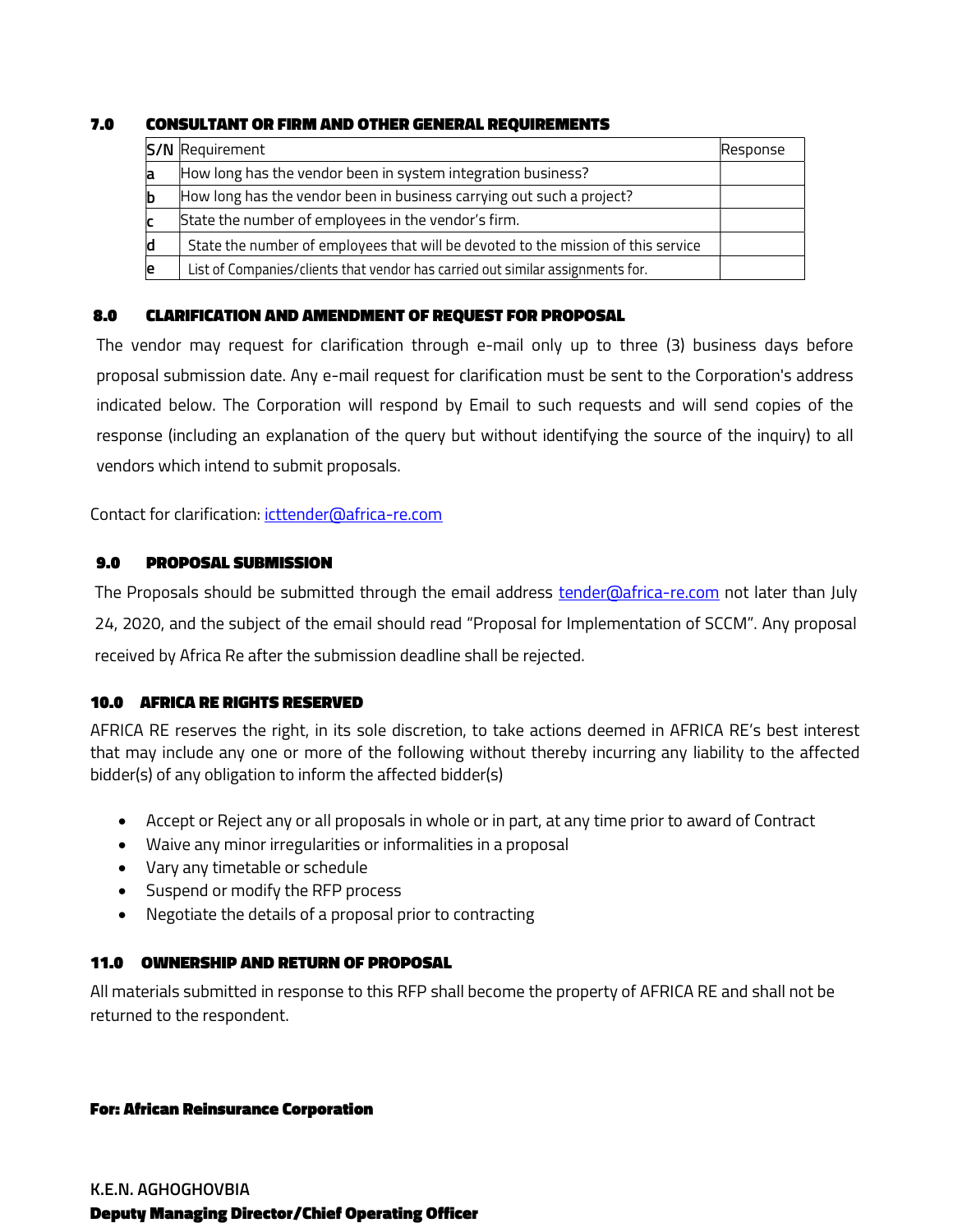## 7.0 CONSULTANT OR FIRM AND OTHER GENERAL REQUIREMENTS

| S/N | Requirement | Response |
| --- | --- | --- |
| a | How long has the vendor been in system integration business? | |
| b | How long has the vendor been in business carrying out such a project? | |
| c | State the number of employees in the vendor's firm. | |
| d | State the number of employees that will be devoted to the mission of this service | |
| e | List of Companies/clients that vendor has carried out similar assignments for. | |

## 8.0 CLARIFICATION AND AMENDMENT OF REQUEST FOR PROPOSAL

The vendor may request for clarification through e-mail only up to three (3) business days before proposal submission date. Any e-mail request for clarification must be sent to the Corporation's address indicated below. The Corporation will respond by Email to such requests and will send copies of the response (including an explanation of the query but without identifying the source of the inquiry) to all vendors which intend to submit proposals.

Contact for clarification: icttender@africa-re.com

## 9.0 PROPOSAL SUBMISSION

The Proposals should be submitted through the email address tender@africa-re.com not later than July 24, 2020, and the subject of the email should read "Proposal for Implementation of SCCM". Any proposal received by Africa Re after the submission deadline shall be rejected.

## 10.0 AFRICA RE RIGHTS RESERVED

AFRICA RE reserves the right, in its sole discretion, to take actions deemed in AFRICA RE's best interest that may include any one or more of the following without thereby incurring any liability to the affected bidder(s) of any obligation to inform the affected bidder(s)

- Accept or Reject any or all proposals in whole or in part, at any time prior to award of Contract
- Waive any minor irregularities or informalities in a proposal
- Vary any timetable or schedule
- Suspend or modify the RFP process
- Negotiate the details of a proposal prior to contracting

## 11.0 OWNERSHIP AND RETURN OF PROPOSAL

All materials submitted in response to this RFP shall become the property of AFRICA RE and shall not be returned to the respondent.

**For: African Reinsurance Corporation**

K.E.N. AGHOGHOVBIA
**Deputy Managing Director/Chief Operating Officer**